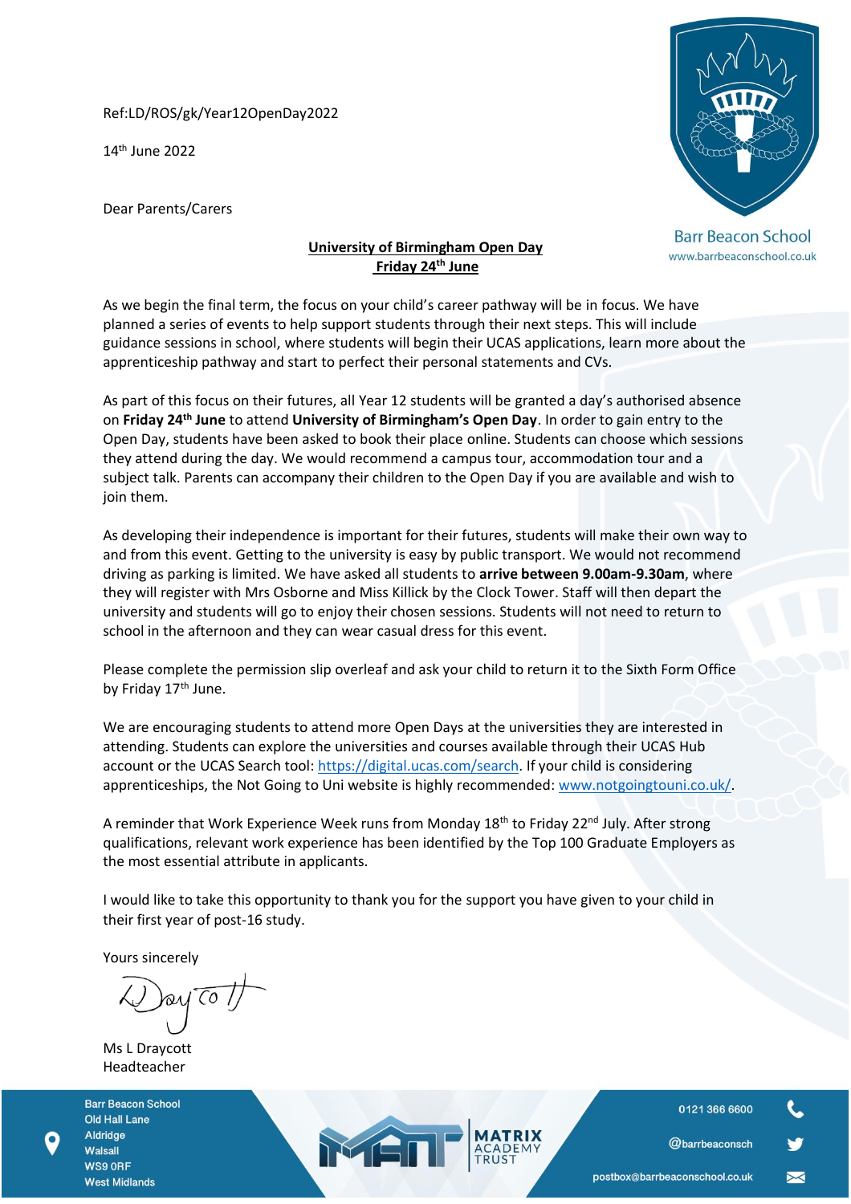Ref:LD/ROS/gk/Year12OpenDay2022

14th June 2022

Barr Beacon School
www.barrbeaconschool.co.uk

Dear Parents/Carers

**University of Birmingham Open Day**
**Friday 24th June**

As we begin the final term, the focus on your child's career pathway will be in focus. We have planned a series of events to help support students through their next steps. This will include guidance sessions in school, where students will begin their UCAS applications, learn more about the apprenticeship pathway and start to perfect their personal statements and CVs.

As part of this focus on their futures, all Year 12 students will be granted a day's authorised absence on **Friday 24th June** to attend **University of Birmingham's Open Day**. In order to gain entry to the Open Day, students have been asked to book their place online. Students can choose which sessions they attend during the day. We would recommend a campus tour, accommodation tour and a subject talk. Parents can accompany their children to the Open Day if you are available and wish to join them.

As developing their independence is important for their futures, students will make their own way to and from this event. Getting to the university is easy by public transport. We would not recommend driving as parking is limited. We have asked all students to **arrive between 9.00am-9.30am**, where they will register with Mrs Osborne and Miss Killick by the Clock Tower. Staff will then depart the university and students will go to enjoy their chosen sessions. Students will not need to return to school in the afternoon and they can wear casual dress for this event.

Please complete the permission slip overleaf and ask your child to return it to the Sixth Form Office by Friday 17th June.

We are encouraging students to attend more Open Days at the universities they are interested in attending. Students can explore the universities and courses available through their UCAS Hub account or the UCAS Search tool: https://digital.ucas.com/search. If your child is considering apprenticeships, the Not Going to Uni website is highly recommended: www.notgoingtouni.co.uk/.

A reminder that Work Experience Week runs from Monday 18th to Friday 22nd July. After strong qualifications, relevant work experience has been identified by the Top 100 Graduate Employers as the most essential attribute in applicants.

I would like to take this opportunity to thank you for the support you have given to your child in their first year of post-16 study.

Yours sincerely

Ms L Draycott
Headteacher

Barr Beacon School
Old Hall Lane
Aldridge
Walsall
WS9 0RF
West Midlands

MATRIX ACADEMY TRUST

0121 366 6600
@barrbeaconsch
postbox@barrbeaconschool.co.uk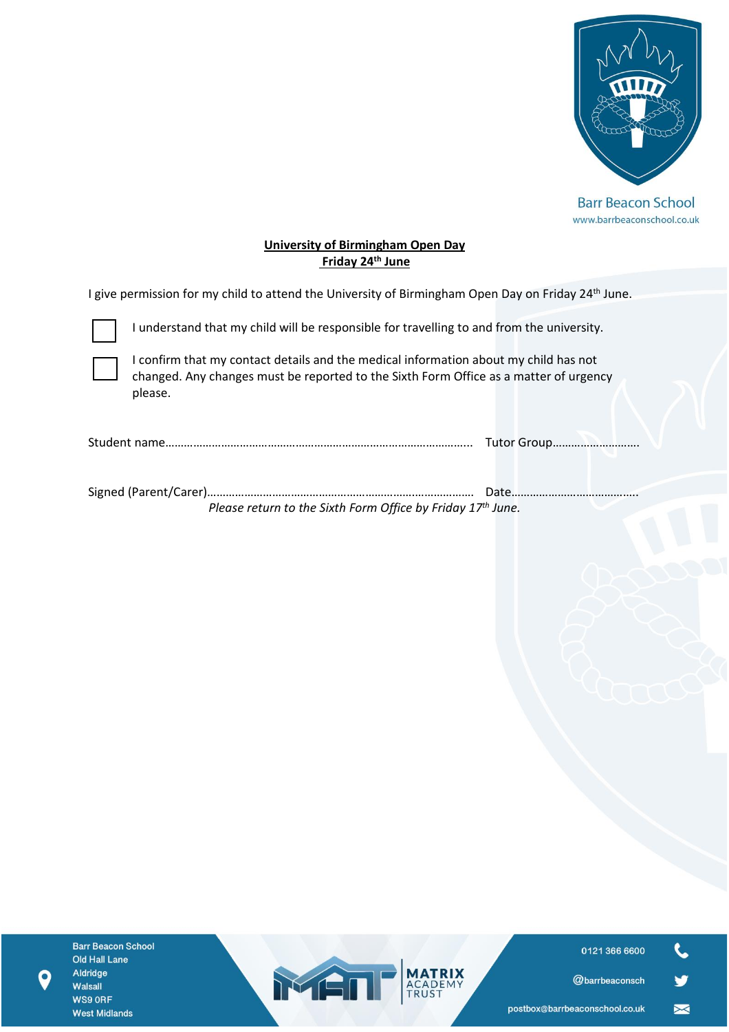Barr Beacon School
www.barrbeaconschool.co.uk

**University of Birmingham Open Day**
**Friday 24th June**

I give permission for my child to attend the University of Birmingham Open Day on Friday 24th June.

☐ I understand that my child will be responsible for travelling to and from the university.

☐ I confirm that my contact details and the medical information about my child has not changed. Any changes must be reported to the Sixth Form Office as a matter of urgency please.

Student name………………………………………………………………………………………. Tutor Group……………………….

Signed (Parent/Carer)………………………………………………………………………… Date………………………………….

*Please return to the Sixth Form Office by Friday 17th June.*

Barr Beacon School
Old Hall Lane
Aldridge
Walsall
WS9 0RF
West Midlands

MATRIX ACADEMY TRUST

0121 366 6600
@barrbeaconsch
postbox@barrbeaconschool.co.uk